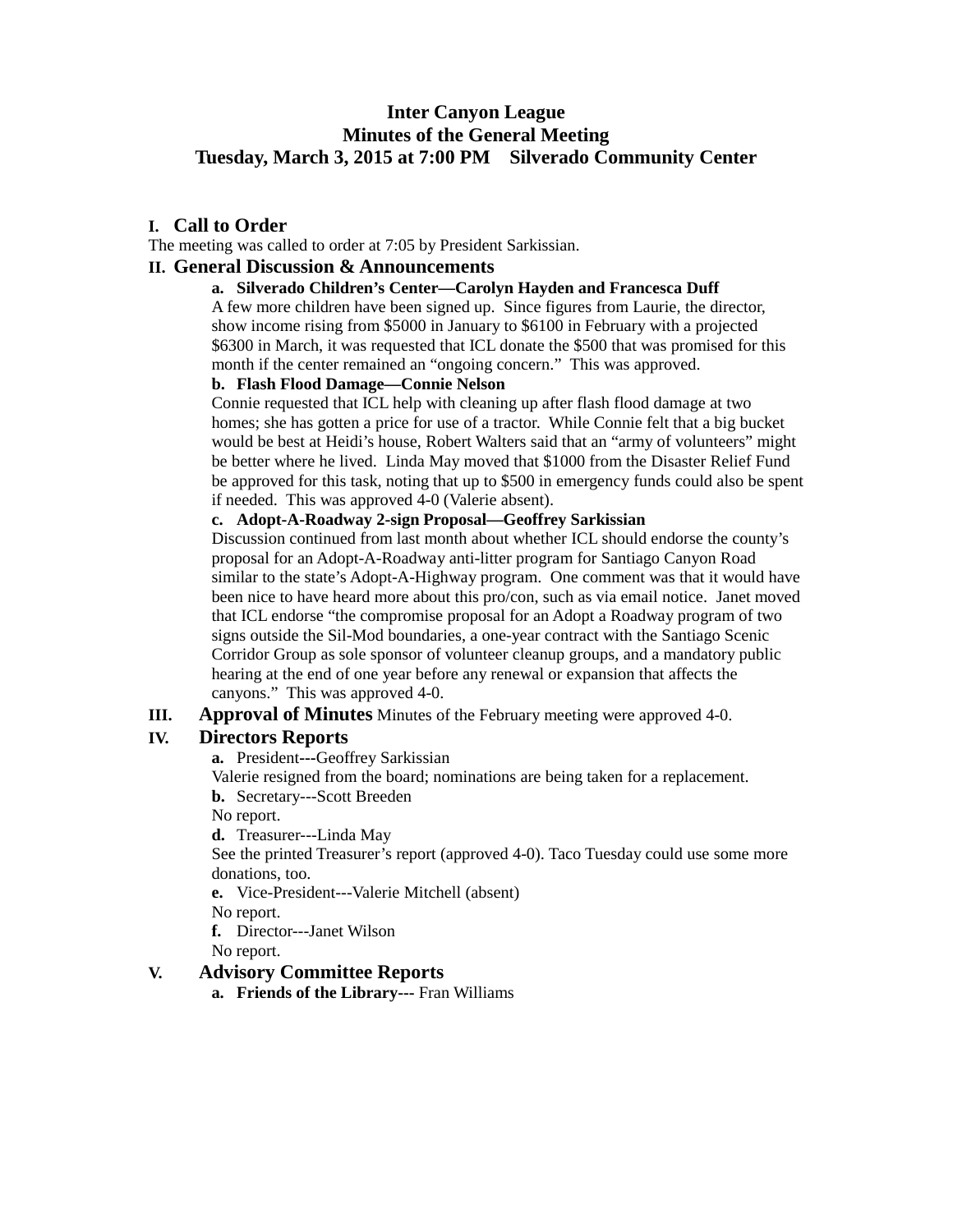# Inter Canyon League
## Minutes of the General Meeting
### Tuesday, March 3, 2015 at 7:00 PM Silverado Community Center

## I. Call to Order

The meeting was called to order at 7:05 by President Sarkissian.

## II. General Discussion & Announcements

**a. Silverado Children's Center—Carolyn Hayden and Francesca Duff**

A few more children have been signed up. Since figures from Laurie, the director, show income rising from $5000 in January to $6100 in February with a projected $6300 in March, it was requested that ICL donate the $500 that was promised for this month if the center remained an "ongoing concern." This was approved.

**b. Flash Flood Damage—Connie Nelson**

Connie requested that ICL help with cleaning up after flash flood damage at two homes; she has gotten a price for use of a tractor. While Connie felt that a big bucket would be best at Heidi's house, Robert Walters said that an "army of volunteers" might be better where he lived. Linda May moved that $1000 from the Disaster Relief Fund be approved for this task, noting that up to $500 in emergency funds could also be spent if needed. This was approved 4-0 (Valerie absent).

**c. Adopt-A-Roadway 2-sign Proposal—Geoffrey Sarkissian**

Discussion continued from last month about whether ICL should endorse the county's proposal for an Adopt-A-Roadway anti-litter program for Santiago Canyon Road similar to the state's Adopt-A-Highway program. One comment was that it would have been nice to have heard more about this pro/con, such as via email notice. Janet moved that ICL endorse "the compromise proposal for an Adopt a Roadway program of two signs outside the Sil-Mod boundaries, a one-year contract with the Santiago Scenic Corridor Group as sole sponsor of volunteer cleanup groups, and a mandatory public hearing at the end of one year before any renewal or expansion that affects the canyons." This was approved 4-0.

## III. Approval of Minutes

Minutes of the February meeting were approved 4-0.

## IV. Directors Reports

**a.** President---Geoffrey Sarkissian

Valerie resigned from the board; nominations are being taken for a replacement.

**b.** Secretary---Scott Breeden

No report.

**d.** Treasurer---Linda May

See the printed Treasurer's report (approved 4-0). Taco Tuesday could use some more donations, too.

**e.** Vice-President---Valerie Mitchell (absent)

No report.

**f.** Director---Janet Wilson

No report.

## V. Advisory Committee Reports

**a. Friends of the Library---** Fran Williams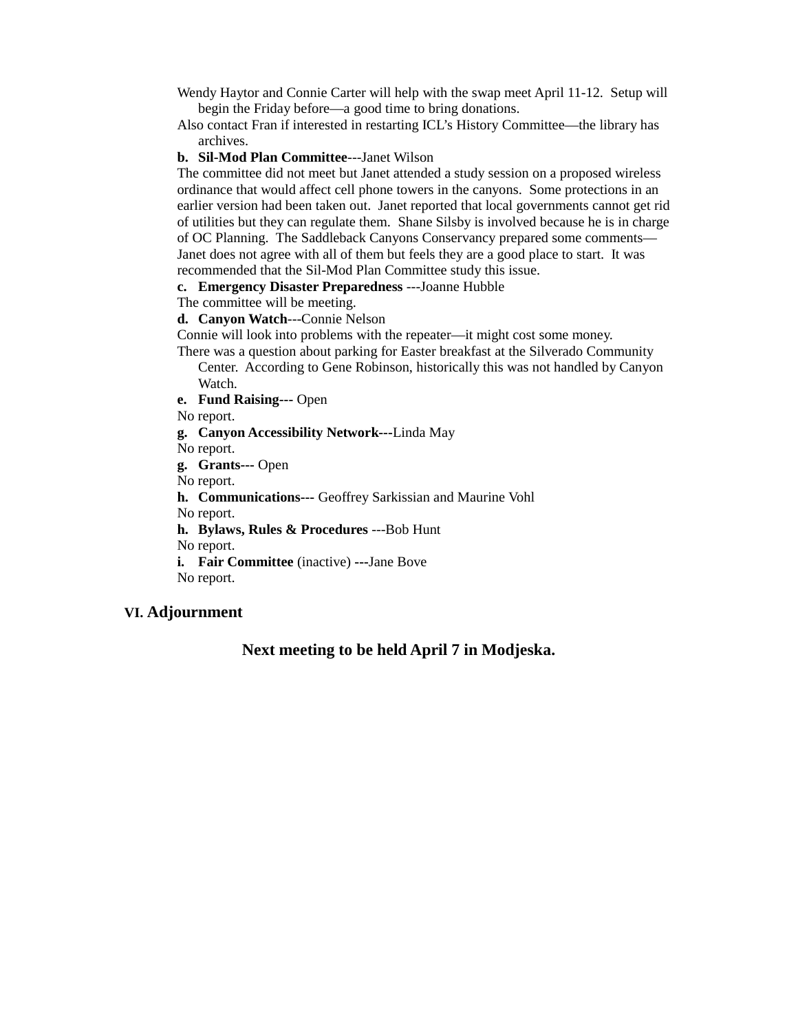Wendy Haytor and Connie Carter will help with the swap meet April 11-12. Setup will begin the Friday before—a good time to bring donations.

Also contact Fran if interested in restarting ICL's History Committee—the library has archives.

**b. Sil-Mod Plan Committee**---Janet Wilson

The committee did not meet but Janet attended a study session on a proposed wireless ordinance that would affect cell phone towers in the canyons. Some protections in an earlier version had been taken out. Janet reported that local governments cannot get rid of utilities but they can regulate them. Shane Silsby is involved because he is in charge of OC Planning. The Saddleback Canyons Conservancy prepared some comments—Janet does not agree with all of them but feels they are a good place to start. It was recommended that the Sil-Mod Plan Committee study this issue.

**c. Emergency Disaster Preparedness** ---Joanne Hubble

The committee will be meeting.

**d. Canyon Watch**---Connie Nelson

Connie will look into problems with the repeater—it might cost some money.

There was a question about parking for Easter breakfast at the Silverado Community Center. According to Gene Robinson, historically this was not handled by Canyon Watch.

**e. Fund Raising---** Open

No report.

**g. Canyon Accessibility Network---**Linda May

No report.

**g. Grants---** Open

No report.

**h. Communications---** Geoffrey Sarkissian and Maurine Vohl

No report.

**h. Bylaws, Rules & Procedures** ---Bob Hunt

No report.

**i. Fair Committee** (inactive) **---**Jane Bove

No report.

## VI. Adjournment

**Next meeting to be held April 7 in Modjeska.**